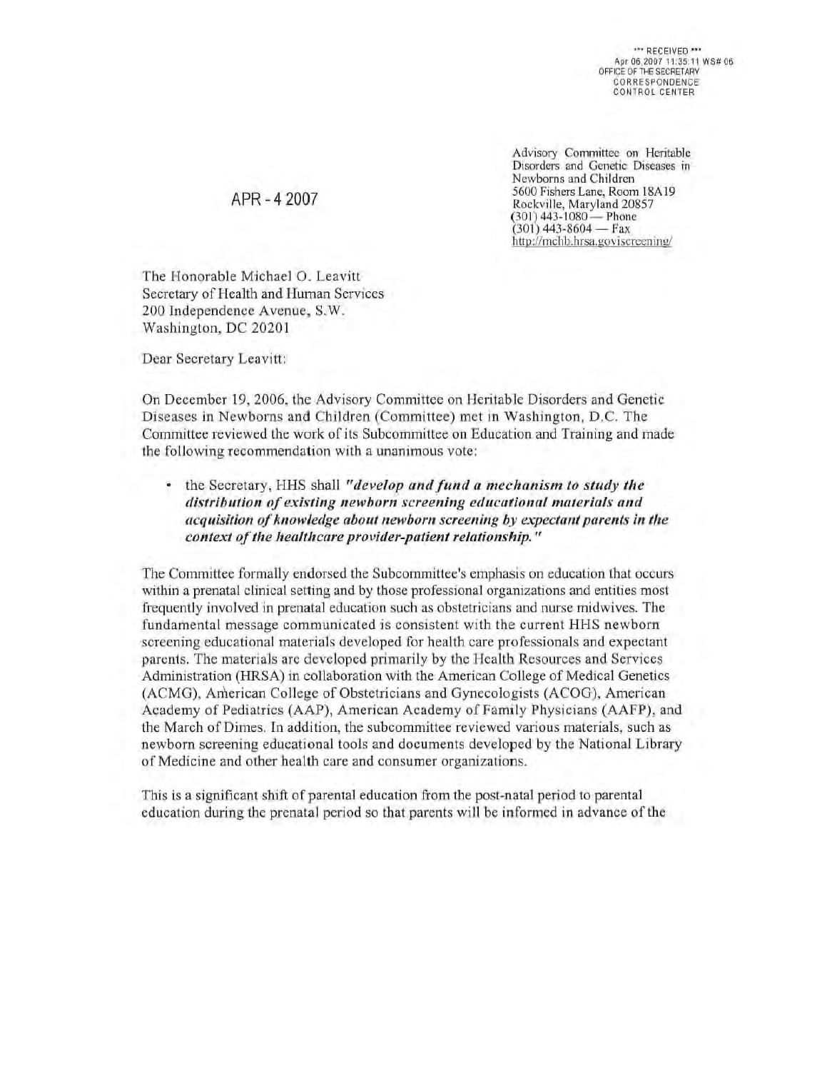*** RECEIVED ***
Apr 06,2007 11:35:11 WS# 06
OFFICE OF THE SECRETARY
CORRESPONDENCE
CONTROL CENTER

Advisory Committee on Heritable Disorders and Genetic Diseases in Newborns and Children
5600 Fishers Lane, Room 18A19
Rockville, Maryland 20857
(301) 443-1080 — Phone
(301) 443-8604 — Fax
http://mchb.hrsa.gov/screening/

APR - 4 2007

The Honorable Michael O. Leavitt
Secretary of Health and Human Services
200 Independence Avenue, S.W.
Washington, DC 20201

Dear Secretary Leavitt:

On December 19, 2006, the Advisory Committee on Heritable Disorders and Genetic Diseases in Newborns and Children (Committee) met in Washington, D.C. The Committee reviewed the work of its Subcommittee on Education and Training and made the following recommendation with a unanimous vote:

- the Secretary, HHS shall ***"develop and fund a mechanism to study the distribution of existing newborn screening educational materials and acquisition of knowledge about newborn screening by expectant parents in the context of the healthcare provider-patient relationship."***

The Committee formally endorsed the Subcommittee's emphasis on education that occurs within a prenatal clinical setting and by those professional organizations and entities most frequently involved in prenatal education such as obstetricians and nurse midwives. The fundamental message communicated is consistent with the current HHS newborn screening educational materials developed for health care professionals and expectant parents. The materials are developed primarily by the Health Resources and Services Administration (HRSA) in collaboration with the American College of Medical Genetics (ACMG), American College of Obstetricians and Gynecologists (ACOG), American Academy of Pediatrics (AAP), American Academy of Family Physicians (AAFP), and the March of Dimes. In addition, the subcommittee reviewed various materials, such as newborn screening educational tools and documents developed by the National Library of Medicine and other health care and consumer organizations.

This is a significant shift of parental education from the post-natal period to parental education during the prenatal period so that parents will be informed in advance of the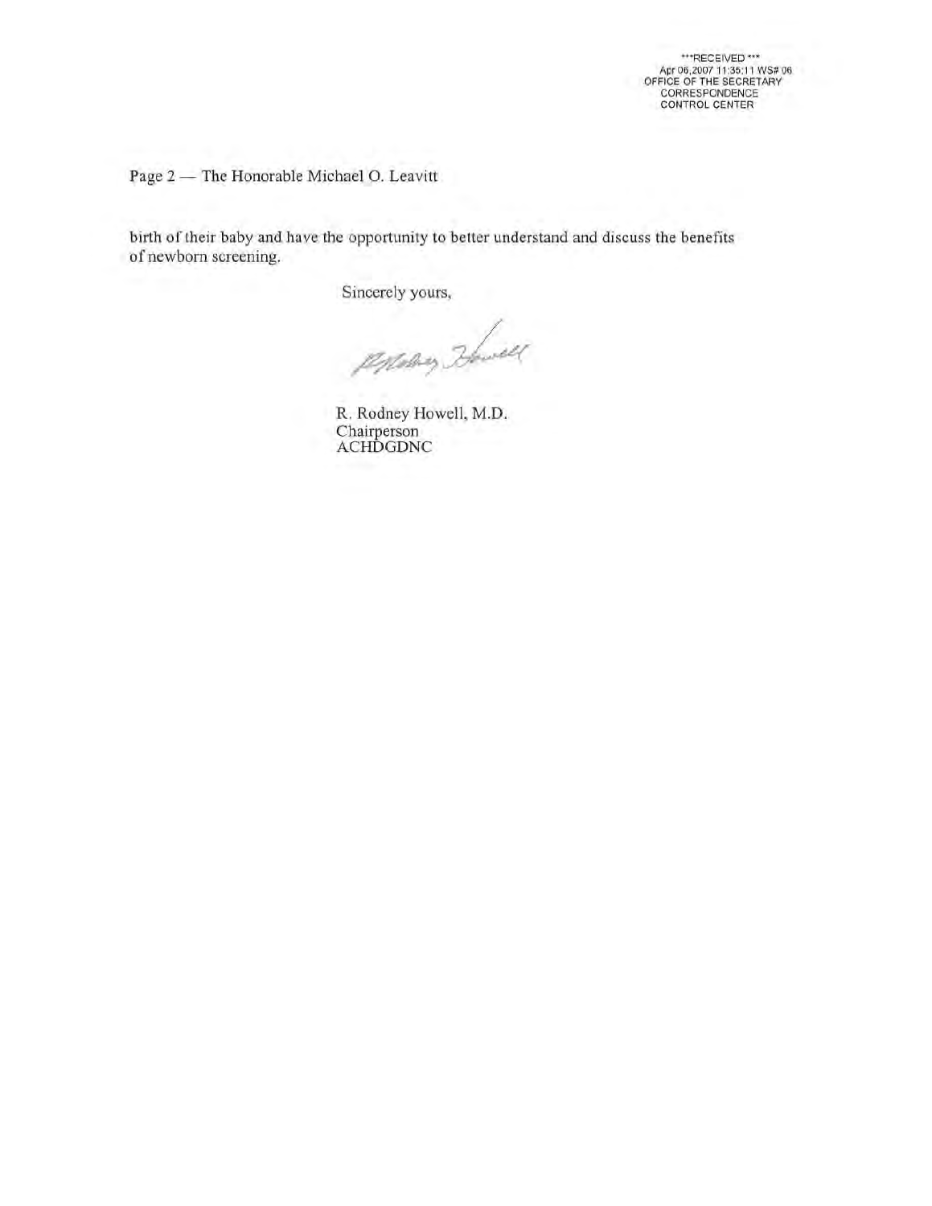***RECEIVED***
Apr 06,2007 11:35:11 WS# 06
OFFICE OF THE SECRETARY
CORRESPONDENCE
CONTROL CENTER

Page 2 — The Honorable Michael O. Leavitt

birth of their baby and have the opportunity to better understand and discuss the benefits of newborn screening.

Sincerely yours,

R. Rodney Howell, M.D.
Chairperson
ACHDGDNC